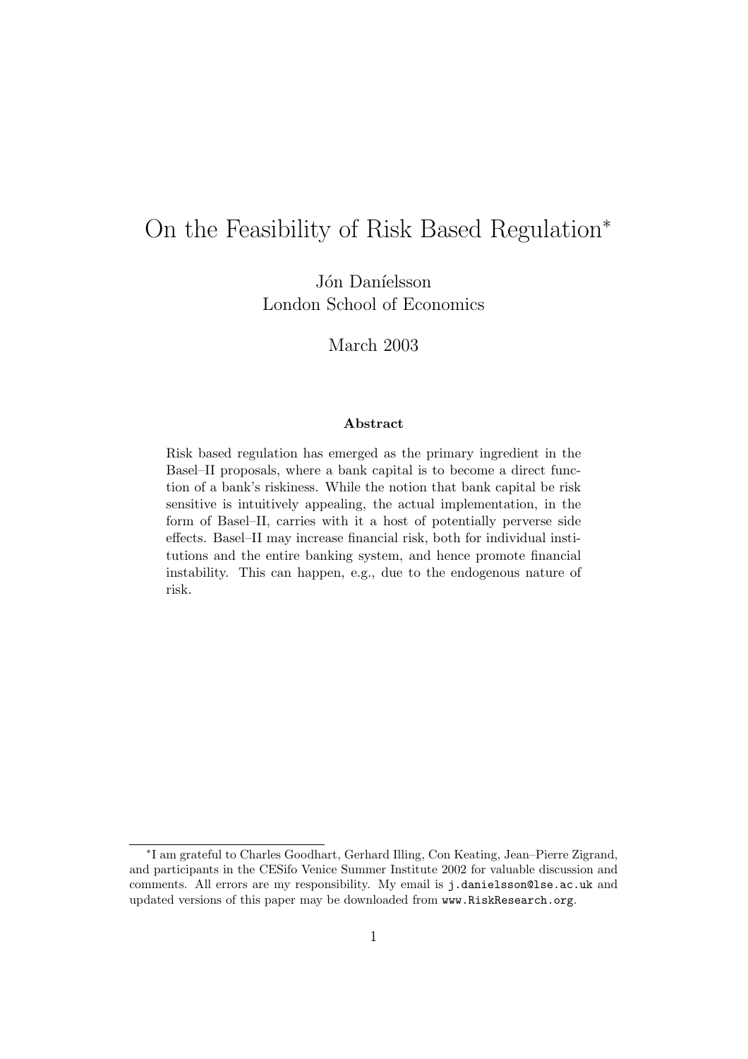# On the Feasibility of Risk Based Regulation[*]

Jón Daníelsson
London School of Economics

March 2003

**Abstract**

Risk based regulation has emerged as the primary ingredient in the Basel–II proposals, where a bank capital is to become a direct function of a bank's riskiness. While the notion that bank capital be risk sensitive is intuitively appealing, the actual implementation, in the form of Basel–II, carries with it a host of potentially perverse side effects. Basel–II may increase financial risk, both for individual institutions and the entire banking system, and hence promote financial instability. This can happen, e.g., due to the endogenous nature of risk.

---

[*] I am grateful to Charles Goodhart, Gerhard Illing, Con Keating, Jean–Pierre Zigrand, and participants in the CESifo Venice Summer Institute 2002 for valuable discussion and comments. All errors are my responsibility. My email is `j.danielsson@lse.ac.uk` and updated versions of this paper may be downloaded from `www.RiskResearch.org`.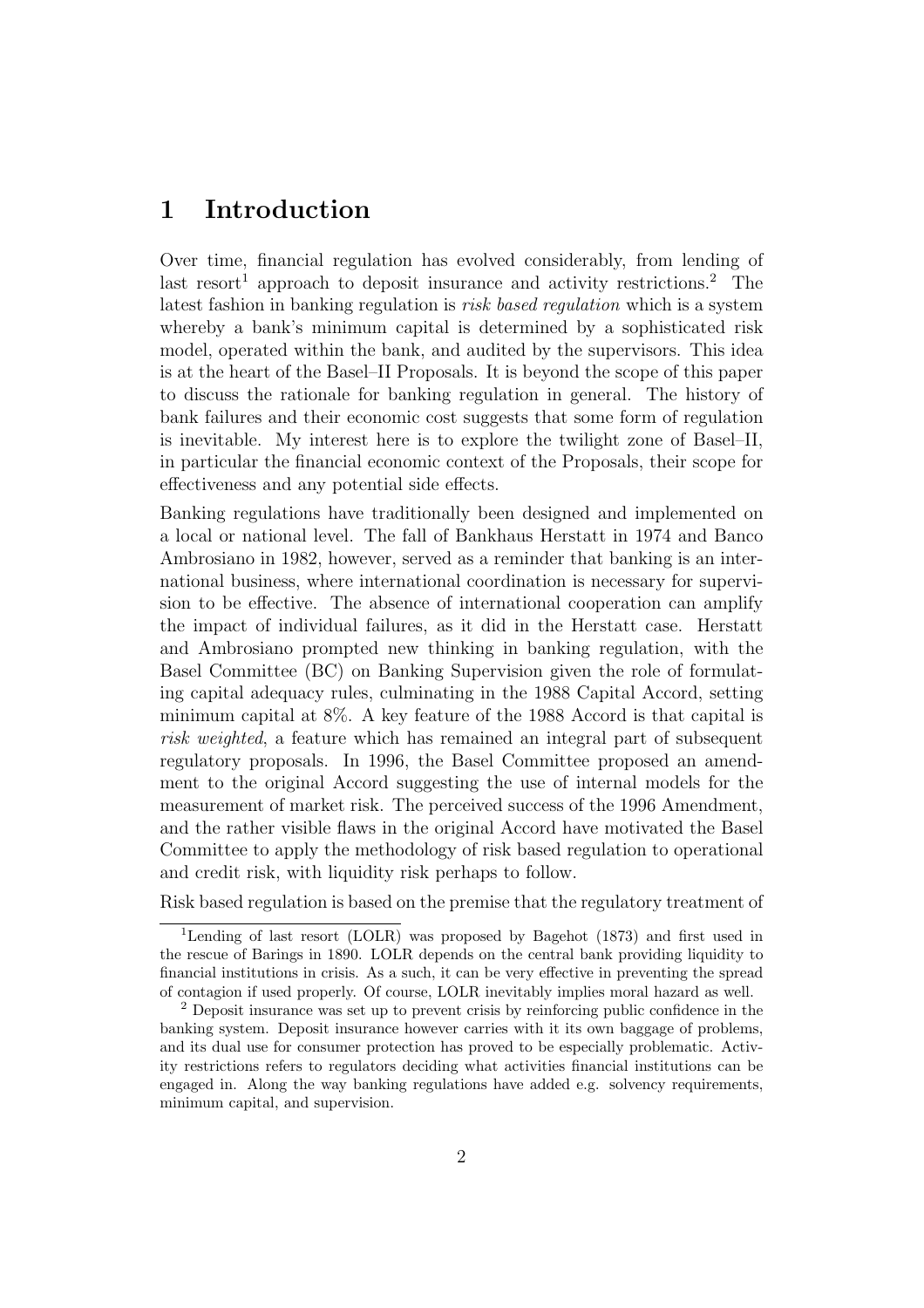# 1 Introduction

Over time, financial regulation has evolved considerably, from lending of last resort[1] approach to deposit insurance and activity restrictions.[2] The latest fashion in banking regulation is *risk based regulation* which is a system whereby a bank's minimum capital is determined by a sophisticated risk model, operated within the bank, and audited by the supervisors. This idea is at the heart of the Basel–II Proposals. It is beyond the scope of this paper to discuss the rationale for banking regulation in general. The history of bank failures and their economic cost suggests that some form of regulation is inevitable. My interest here is to explore the twilight zone of Basel–II, in particular the financial economic context of the Proposals, their scope for effectiveness and any potential side effects.

Banking regulations have traditionally been designed and implemented on a local or national level. The fall of Bankhaus Herstatt in 1974 and Banco Ambrosiano in 1982, however, served as a reminder that banking is an international business, where international coordination is necessary for supervision to be effective. The absence of international cooperation can amplify the impact of individual failures, as it did in the Herstatt case. Herstatt and Ambrosiano prompted new thinking in banking regulation, with the Basel Committee (BC) on Banking Supervision given the role of formulating capital adequacy rules, culminating in the 1988 Capital Accord, setting minimum capital at 8%. A key feature of the 1988 Accord is that capital is *risk weighted*, a feature which has remained an integral part of subsequent regulatory proposals. In 1996, the Basel Committee proposed an amendment to the original Accord suggesting the use of internal models for the measurement of market risk. The perceived success of the 1996 Amendment, and the rather visible flaws in the original Accord have motivated the Basel Committee to apply the methodology of risk based regulation to operational and credit risk, with liquidity risk perhaps to follow.

Risk based regulation is based on the premise that the regulatory treatment of

[1] Lending of last resort (LOLR) was proposed by Bagehot (1873) and first used in the rescue of Barings in 1890. LOLR depends on the central bank providing liquidity to financial institutions in crisis. As a such, it can be very effective in preventing the spread of contagion if used properly. Of course, LOLR inevitably implies moral hazard as well.

[2] Deposit insurance was set up to prevent crisis by reinforcing public confidence in the banking system. Deposit insurance however carries with it its own baggage of problems, and its dual use for consumer protection has proved to be especially problematic. Activity restrictions refers to regulators deciding what activities financial institutions can be engaged in. Along the way banking regulations have added e.g. solvency requirements, minimum capital, and supervision.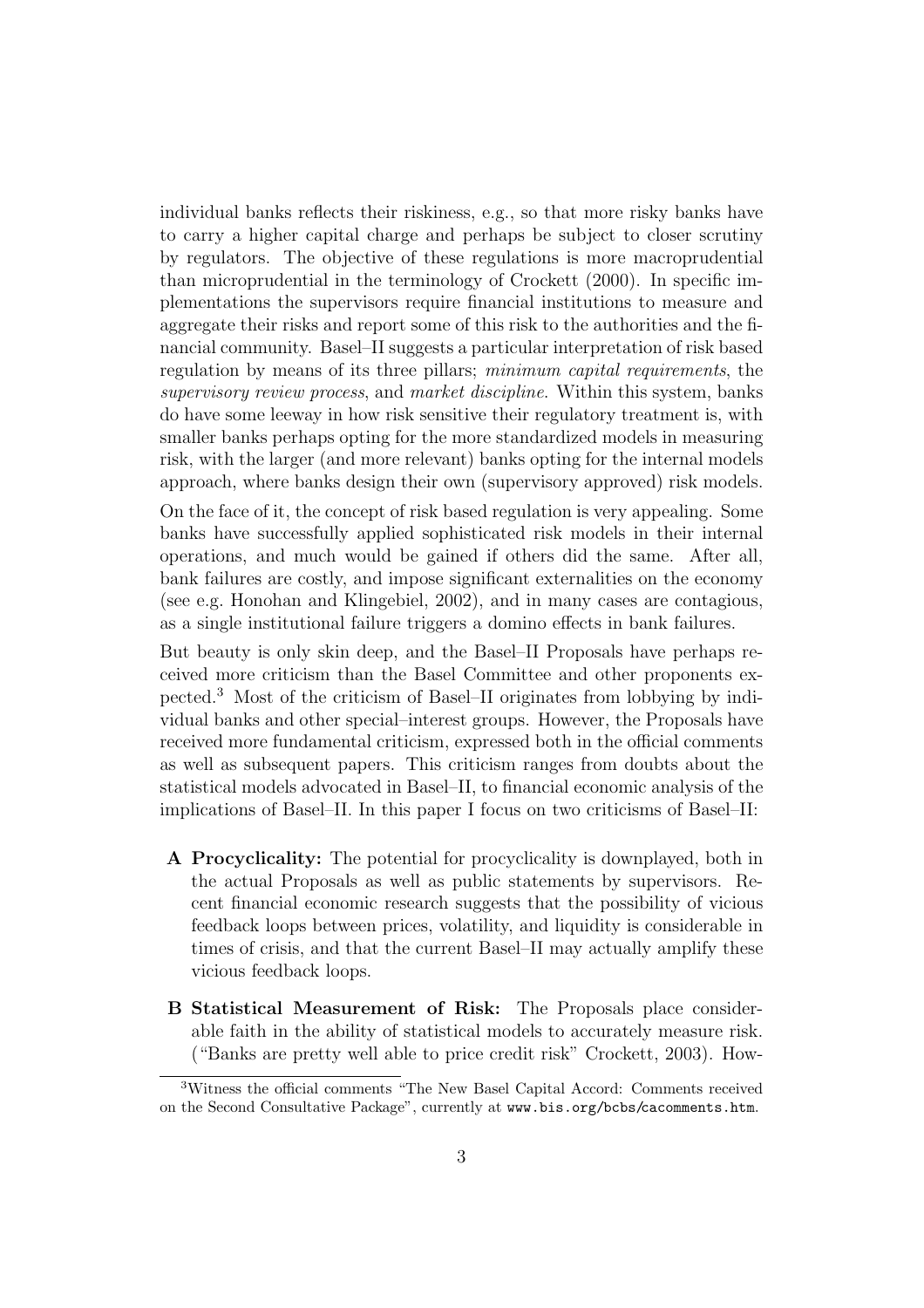individual banks reflects their riskiness, e.g., so that more risky banks have to carry a higher capital charge and perhaps be subject to closer scrutiny by regulators. The objective of these regulations is more macroprudential than microprudential in the terminology of Crockett (2000). In specific implementations the supervisors require financial institutions to measure and aggregate their risks and report some of this risk to the authorities and the financial community. Basel–II suggests a particular interpretation of risk based regulation by means of its three pillars; *minimum capital requirements*, the *supervisory review process*, and *market discipline*. Within this system, banks do have some leeway in how risk sensitive their regulatory treatment is, with smaller banks perhaps opting for the more standardized models in measuring risk, with the larger (and more relevant) banks opting for the internal models approach, where banks design their own (supervisory approved) risk models.

On the face of it, the concept of risk based regulation is very appealing. Some banks have successfully applied sophisticated risk models in their internal operations, and much would be gained if others did the same. After all, bank failures are costly, and impose significant externalities on the economy (see e.g. Honohan and Klingebiel, 2002), and in many cases are contagious, as a single institutional failure triggers a domino effects in bank failures.

But beauty is only skin deep, and the Basel–II Proposals have perhaps received more criticism than the Basel Committee and other proponents expected.[3] Most of the criticism of Basel–II originates from lobbying by individual banks and other special–interest groups. However, the Proposals have received more fundamental criticism, expressed both in the official comments as well as subsequent papers. This criticism ranges from doubts about the statistical models advocated in Basel–II, to financial economic analysis of the implications of Basel–II. In this paper I focus on two criticisms of Basel–II:

- **A Procyclicality:** The potential for procyclicality is downplayed, both in the actual Proposals as well as public statements by supervisors. Recent financial economic research suggests that the possibility of vicious feedback loops between prices, volatility, and liquidity is considerable in times of crisis, and that the current Basel–II may actually amplify these vicious feedback loops.

- **B Statistical Measurement of Risk:** The Proposals place considerable faith in the ability of statistical models to accurately measure risk. ("Banks are pretty well able to price credit risk" Crockett, 2003). How-

[3] Witness the official comments "The New Basel Capital Accord: Comments received on the Second Consultative Package", currently at www.bis.org/bcbs/cacomments.htm.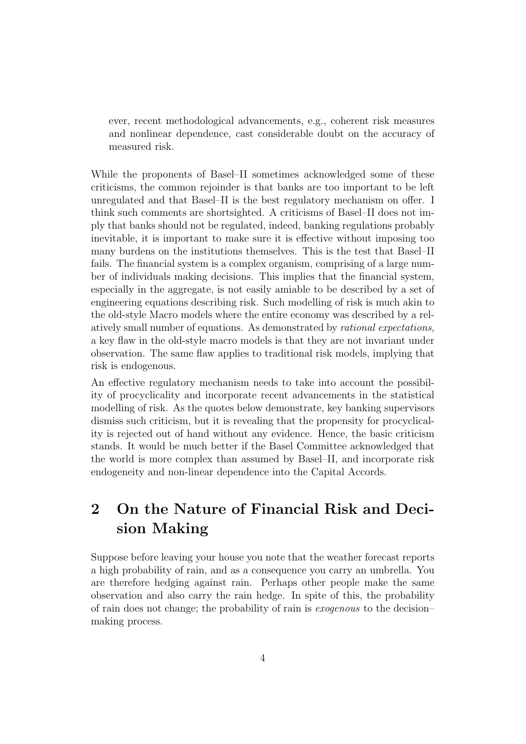ever, recent methodological advancements, e.g., coherent risk measures and nonlinear dependence, cast considerable doubt on the accuracy of measured risk.

While the proponents of Basel–II sometimes acknowledged some of these criticisms, the common rejoinder is that banks are too important to be left unregulated and that Basel–II is the best regulatory mechanism on offer. I think such comments are shortsighted. A criticisms of Basel–II does not imply that banks should not be regulated, indeed, banking regulations probably inevitable, it is important to make sure it is effective without imposing too many burdens on the institutions themselves. This is the test that Basel–II fails. The financial system is a complex organism, comprising of a large number of individuals making decisions. This implies that the financial system, especially in the aggregate, is not easily amiable to be described by a set of engineering equations describing risk. Such modelling of risk is much akin to the old-style Macro models where the entire economy was described by a relatively small number of equations. As demonstrated by *rational expectations*, a key flaw in the old-style macro models is that they are not invariant under observation. The same flaw applies to traditional risk models, implying that risk is endogenous.

An effective regulatory mechanism needs to take into account the possibility of procyclicality and incorporate recent advancements in the statistical modelling of risk. As the quotes below demonstrate, key banking supervisors dismiss such criticism, but it is revealing that the propensity for procyclicality is rejected out of hand without any evidence. Hence, the basic criticism stands. It would be much better if the Basel Committee acknowledged that the world is more complex than assumed by Basel–II, and incorporate risk endogeneity and non-linear dependence into the Capital Accords.

## 2 On the Nature of Financial Risk and Decision Making

Suppose before leaving your house you note that the weather forecast reports a high probability of rain, and as a consequence you carry an umbrella. You are therefore hedging against rain. Perhaps other people make the same observation and also carry the rain hedge. In spite of this, the probability of rain does not change; the probability of rain is *exogenous* to the decision–making process.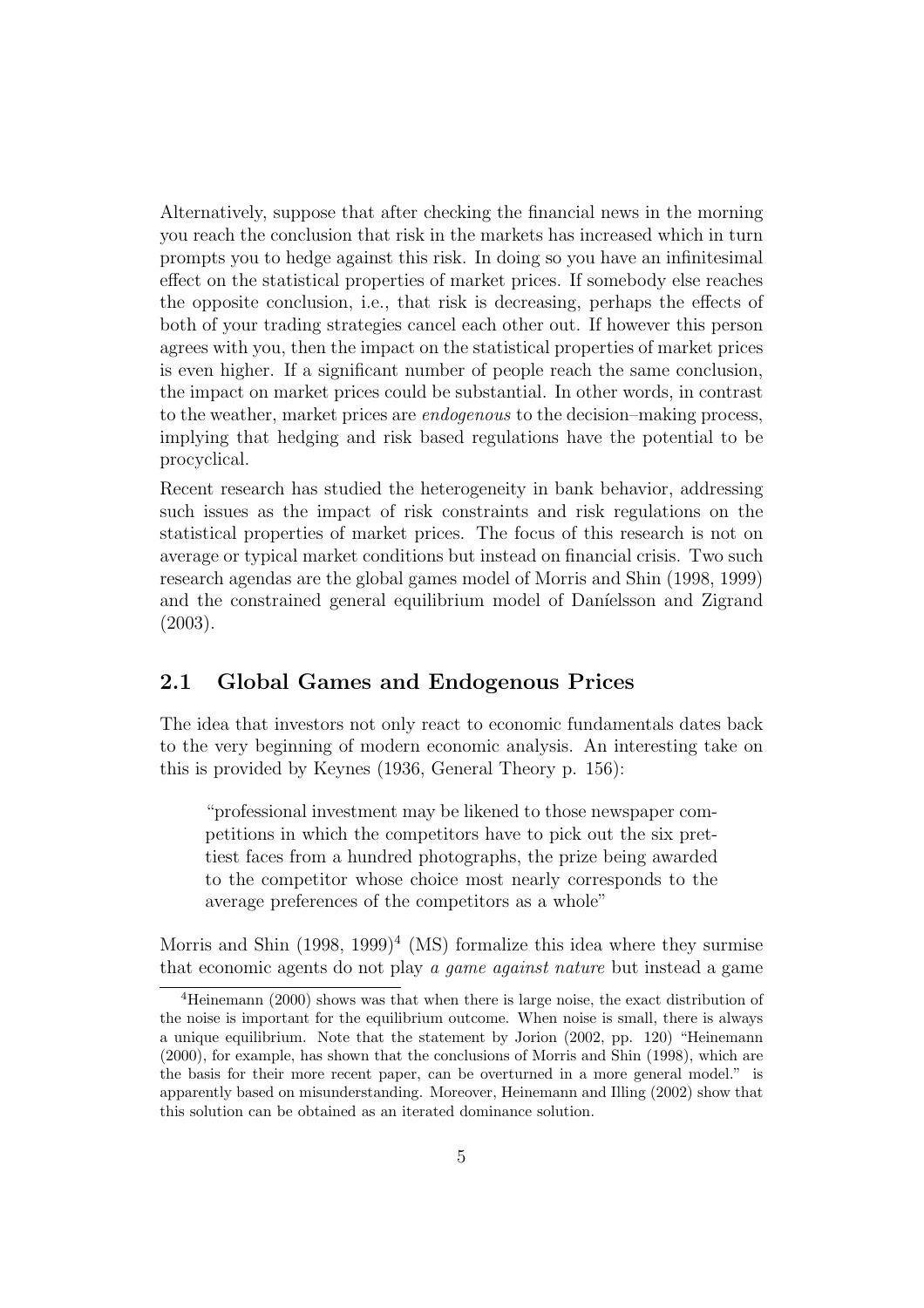Alternatively, suppose that after checking the financial news in the morning you reach the conclusion that risk in the markets has increased which in turn prompts you to hedge against this risk. In doing so you have an infinitesimal effect on the statistical properties of market prices. If somebody else reaches the opposite conclusion, i.e., that risk is decreasing, perhaps the effects of both of your trading strategies cancel each other out. If however this person agrees with you, then the impact on the statistical properties of market prices is even higher. If a significant number of people reach the same conclusion, the impact on market prices could be substantial. In other words, in contrast to the weather, market prices are *endogenous* to the decision–making process, implying that hedging and risk based regulations have the potential to be procyclical.

Recent research has studied the heterogeneity in bank behavior, addressing such issues as the impact of risk constraints and risk regulations on the statistical properties of market prices. The focus of this research is not on average or typical market conditions but instead on financial crisis. Two such research agendas are the global games model of Morris and Shin (1998, 1999) and the constrained general equilibrium model of Daníelsson and Zigrand (2003).

## 2.1 Global Games and Endogenous Prices

The idea that investors not only react to economic fundamentals dates back to the very beginning of modern economic analysis. An interesting take on this is provided by Keynes (1936, General Theory p. 156):

> "professional investment may be likened to those newspaper competitions in which the competitors have to pick out the six prettiest faces from a hundred photographs, the prize being awarded to the competitor whose choice most nearly corresponds to the average preferences of the competitors as a whole"

Morris and Shin (1998, 1999)[4] (MS) formalize this idea where they surmise that economic agents do not play *a game against nature* but instead a game

[4] Heinemann (2000) shows was that when there is large noise, the exact distribution of the noise is important for the equilibrium outcome. When noise is small, there is always a unique equilibrium. Note that the statement by Jorion (2002, pp. 120) "Heinemann (2000), for example, has shown that the conclusions of Morris and Shin (1998), which are the basis for their more recent paper, can be overturned in a more general model." is apparently based on misunderstanding. Moreover, Heinemann and Illing (2002) show that this solution can be obtained as an iterated dominance solution.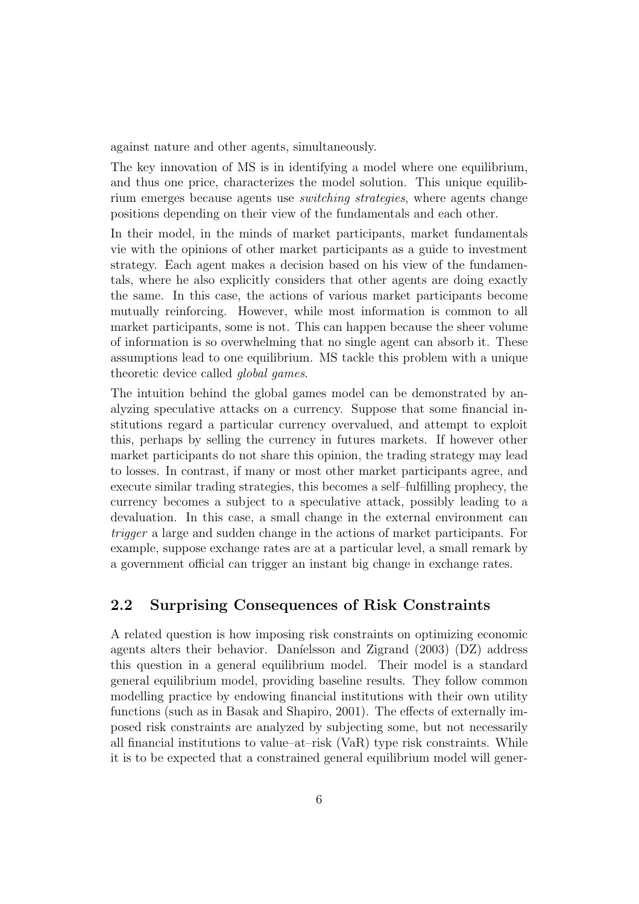against nature and other agents, simultaneously.

The key innovation of MS is in identifying a model where one equilibrium, and thus one price, characterizes the model solution. This unique equilibrium emerges because agents use *switching strategies*, where agents change positions depending on their view of the fundamentals and each other.

In their model, in the minds of market participants, market fundamentals vie with the opinions of other market participants as a guide to investment strategy. Each agent makes a decision based on his view of the fundamentals, where he also explicitly considers that other agents are doing exactly the same. In this case, the actions of various market participants become mutually reinforcing. However, while most information is common to all market participants, some is not. This can happen because the sheer volume of information is so overwhelming that no single agent can absorb it. These assumptions lead to one equilibrium. MS tackle this problem with a unique theoretic device called *global games*.

The intuition behind the global games model can be demonstrated by analyzing speculative attacks on a currency. Suppose that some financial institutions regard a particular currency overvalued, and attempt to exploit this, perhaps by selling the currency in futures markets. If however other market participants do not share this opinion, the trading strategy may lead to losses. In contrast, if many or most other market participants agree, and execute similar trading strategies, this becomes a self–fulfilling prophecy, the currency becomes a subject to a speculative attack, possibly leading to a devaluation. In this case, a small change in the external environment can *trigger* a large and sudden change in the actions of market participants. For example, suppose exchange rates are at a particular level, a small remark by a government official can trigger an instant big change in exchange rates.

## 2.2 Surprising Consequences of Risk Constraints

A related question is how imposing risk constraints on optimizing economic agents alters their behavior. Daníelsson and Zigrand (2003) (DZ) address this question in a general equilibrium model. Their model is a standard general equilibrium model, providing baseline results. They follow common modelling practice by endowing financial institutions with their own utility functions (such as in Basak and Shapiro, 2001). The effects of externally imposed risk constraints are analyzed by subjecting some, but not necessarily all financial institutions to value–at–risk (VaR) type risk constraints. While it is to be expected that a constrained general equilibrium model will gener-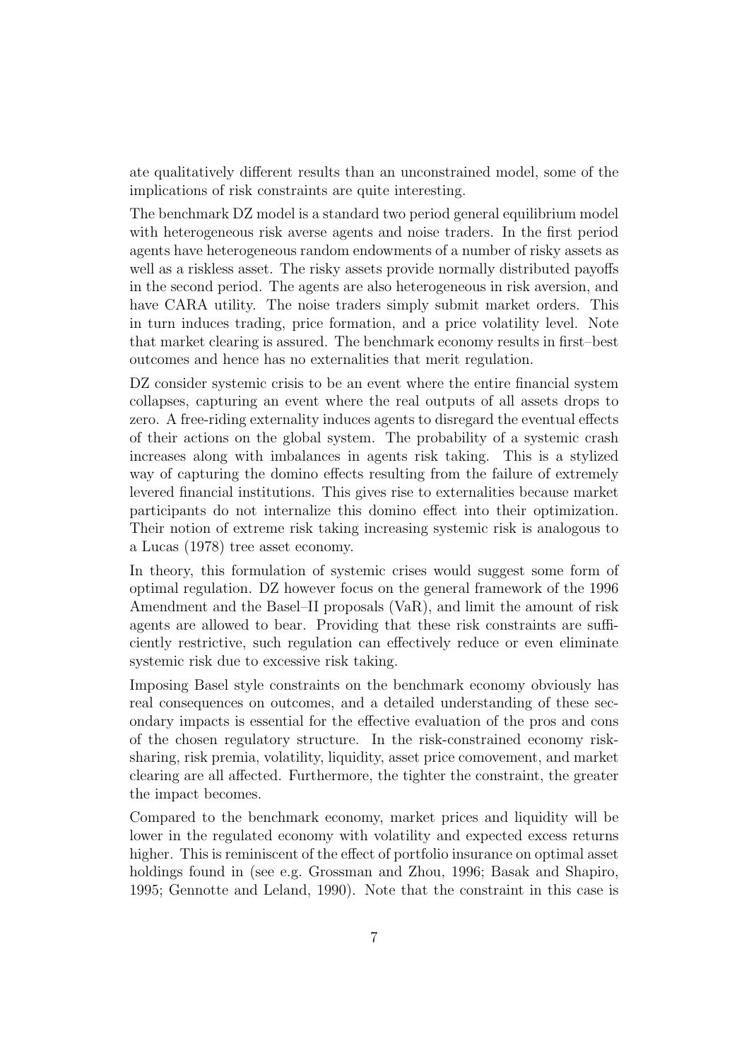ate qualitatively different results than an unconstrained model, some of the implications of risk constraints are quite interesting.

The benchmark DZ model is a standard two period general equilibrium model with heterogeneous risk averse agents and noise traders. In the first period agents have heterogeneous random endowments of a number of risky assets as well as a riskless asset. The risky assets provide normally distributed payoffs in the second period. The agents are also heterogeneous in risk aversion, and have CARA utility. The noise traders simply submit market orders. This in turn induces trading, price formation, and a price volatility level. Note that market clearing is assured. The benchmark economy results in first–best outcomes and hence has no externalities that merit regulation.

DZ consider systemic crisis to be an event where the entire financial system collapses, capturing an event where the real outputs of all assets drops to zero. A free-riding externality induces agents to disregard the eventual effects of their actions on the global system. The probability of a systemic crash increases along with imbalances in agents risk taking. This is a stylized way of capturing the domino effects resulting from the failure of extremely levered financial institutions. This gives rise to externalities because market participants do not internalize this domino effect into their optimization. Their notion of extreme risk taking increasing systemic risk is analogous to a Lucas (1978) tree asset economy.

In theory, this formulation of systemic crises would suggest some form of optimal regulation. DZ however focus on the general framework of the 1996 Amendment and the Basel–II proposals (VaR), and limit the amount of risk agents are allowed to bear. Providing that these risk constraints are sufficiently restrictive, such regulation can effectively reduce or even eliminate systemic risk due to excessive risk taking.

Imposing Basel style constraints on the benchmark economy obviously has real consequences on outcomes, and a detailed understanding of these secondary impacts is essential for the effective evaluation of the pros and cons of the chosen regulatory structure. In the risk-constrained economy risk-sharing, risk premia, volatility, liquidity, asset price comovement, and market clearing are all affected. Furthermore, the tighter the constraint, the greater the impact becomes.

Compared to the benchmark economy, market prices and liquidity will be lower in the regulated economy with volatility and expected excess returns higher. This is reminiscent of the effect of portfolio insurance on optimal asset holdings found in (see e.g. Grossman and Zhou, 1996; Basak and Shapiro, 1995; Gennotte and Leland, 1990). Note that the constraint in this case is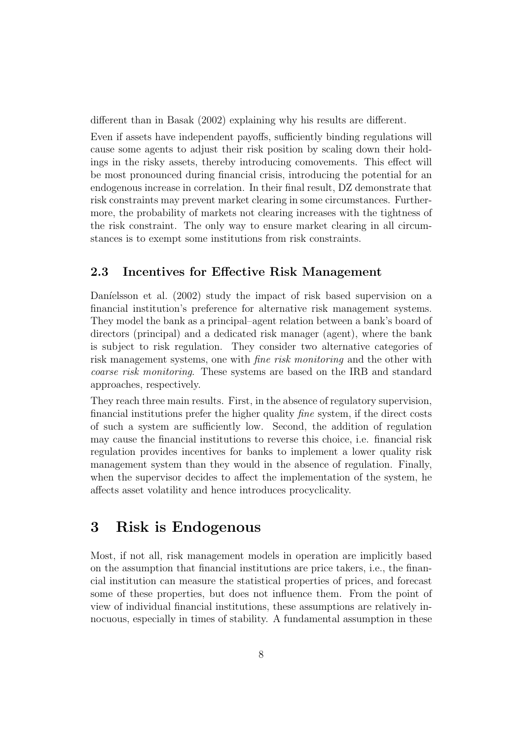different than in Basak (2002) explaining why his results are different.

Even if assets have independent payoffs, sufficiently binding regulations will cause some agents to adjust their risk position by scaling down their holdings in the risky assets, thereby introducing comovements. This effect will be most pronounced during financial crisis, introducing the potential for an endogenous increase in correlation. In their final result, DZ demonstrate that risk constraints may prevent market clearing in some circumstances. Furthermore, the probability of markets not clearing increases with the tightness of the risk constraint. The only way to ensure market clearing in all circumstances is to exempt some institutions from risk constraints.

### 2.3 Incentives for Effective Risk Management

Daníelsson et al. (2002) study the impact of risk based supervision on a financial institution's preference for alternative risk management systems. They model the bank as a principal–agent relation between a bank's board of directors (principal) and a dedicated risk manager (agent), where the bank is subject to risk regulation. They consider two alternative categories of risk management systems, one with *fine risk monitoring* and the other with *coarse risk monitoring*. These systems are based on the IRB and standard approaches, respectively.

They reach three main results. First, in the absence of regulatory supervision, financial institutions prefer the higher quality *fine* system, if the direct costs of such a system are sufficiently low. Second, the addition of regulation may cause the financial institutions to reverse this choice, i.e. financial risk regulation provides incentives for banks to implement a lower quality risk management system than they would in the absence of regulation. Finally, when the supervisor decides to affect the implementation of the system, he affects asset volatility and hence introduces procyclicality.

## 3 Risk is Endogenous

Most, if not all, risk management models in operation are implicitly based on the assumption that financial institutions are price takers, i.e., the financial institution can measure the statistical properties of prices, and forecast some of these properties, but does not influence them. From the point of view of individual financial institutions, these assumptions are relatively innocuous, especially in times of stability. A fundamental assumption in these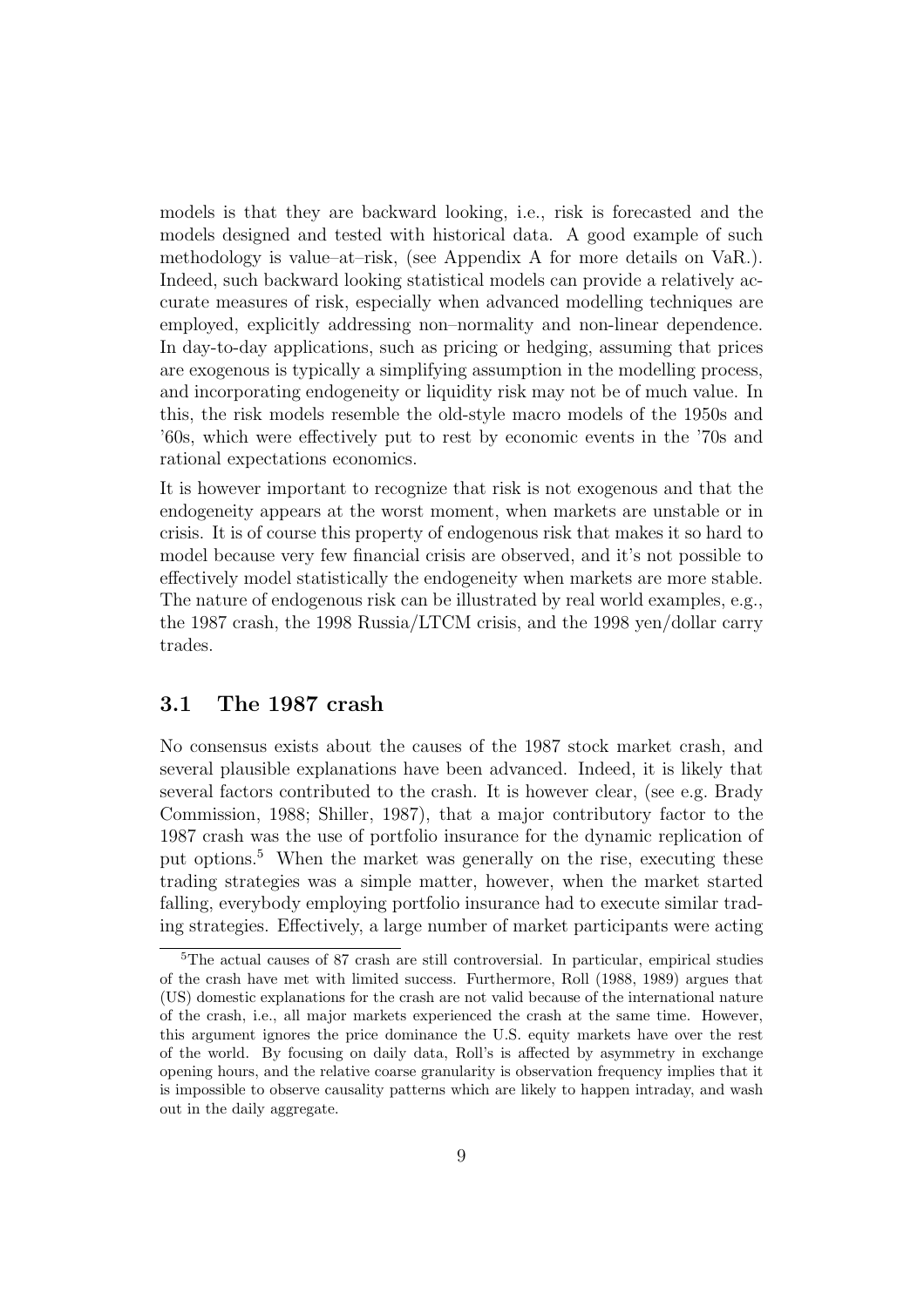models is that they are backward looking, i.e., risk is forecasted and the models designed and tested with historical data. A good example of such methodology is value–at–risk, (see Appendix A for more details on VaR.). Indeed, such backward looking statistical models can provide a relatively accurate measures of risk, especially when advanced modelling techniques are employed, explicitly addressing non–normality and non-linear dependence. In day-to-day applications, such as pricing or hedging, assuming that prices are exogenous is typically a simplifying assumption in the modelling process, and incorporating endogeneity or liquidity risk may not be of much value. In this, the risk models resemble the old-style macro models of the 1950s and '60s, which were effectively put to rest by economic events in the '70s and rational expectations economics.

It is however important to recognize that risk is not exogenous and that the endogeneity appears at the worst moment, when markets are unstable or in crisis. It is of course this property of endogenous risk that makes it so hard to model because very few financial crisis are observed, and it's not possible to effectively model statistically the endogeneity when markets are more stable. The nature of endogenous risk can be illustrated by real world examples, e.g., the 1987 crash, the 1998 Russia/LTCM crisis, and the 1998 yen/dollar carry trades.

### 3.1 The 1987 crash

No consensus exists about the causes of the 1987 stock market crash, and several plausible explanations have been advanced. Indeed, it is likely that several factors contributed to the crash. It is however clear, (see e.g. Brady Commission, 1988; Shiller, 1987), that a major contributory factor to the 1987 crash was the use of portfolio insurance for the dynamic replication of put options.[5] When the market was generally on the rise, executing these trading strategies was a simple matter, however, when the market started falling, everybody employing portfolio insurance had to execute similar trading strategies. Effectively, a large number of market participants were acting

[5] The actual causes of 87 crash are still controversial. In particular, empirical studies of the crash have met with limited success. Furthermore, Roll (1988, 1989) argues that (US) domestic explanations for the crash are not valid because of the international nature of the crash, i.e., all major markets experienced the crash at the same time. However, this argument ignores the price dominance the U.S. equity markets have over the rest of the world. By focusing on daily data, Roll's is affected by asymmetry in exchange opening hours, and the relative coarse granularity is observation frequency implies that it is impossible to observe causality patterns which are likely to happen intraday, and wash out in the daily aggregate.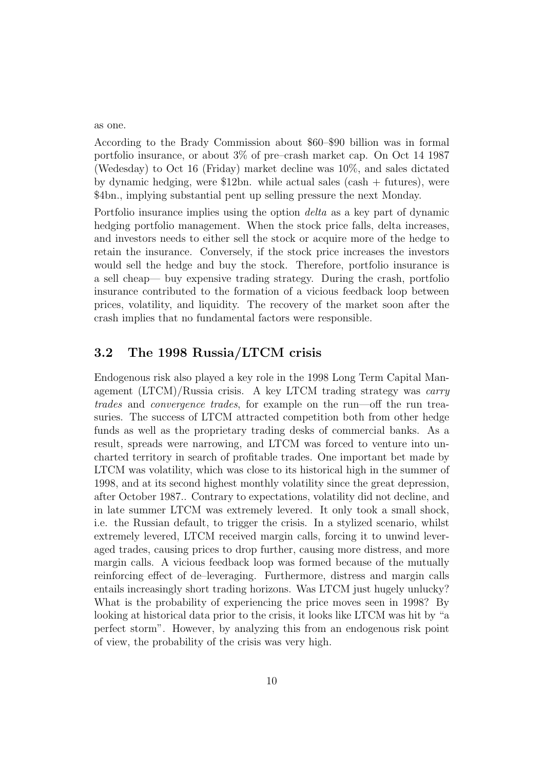as one.

According to the Brady Commission about \$60–\$90 billion was in formal portfolio insurance, or about 3% of pre–crash market cap. On Oct 14 1987 (Wedesday) to Oct 16 (Friday) market decline was 10%, and sales dictated by dynamic hedging, were \$12bn. while actual sales (cash + futures), were \$4bn., implying substantial pent up selling pressure the next Monday.

Portfolio insurance implies using the option *delta* as a key part of dynamic hedging portfolio management. When the stock price falls, delta increases, and investors needs to either sell the stock or acquire more of the hedge to retain the insurance. Conversely, if the stock price increases the investors would sell the hedge and buy the stock. Therefore, portfolio insurance is a sell cheap— buy expensive trading strategy. During the crash, portfolio insurance contributed to the formation of a vicious feedback loop between prices, volatility, and liquidity. The recovery of the market soon after the crash implies that no fundamental factors were responsible.

## 3.2 The 1998 Russia/LTCM crisis

Endogenous risk also played a key role in the 1998 Long Term Capital Management (LTCM)/Russia crisis. A key LTCM trading strategy was *carry trades* and *convergence trades*, for example on the run—off the run treasuries. The success of LTCM attracted competition both from other hedge funds as well as the proprietary trading desks of commercial banks. As a result, spreads were narrowing, and LTCM was forced to venture into uncharted territory in search of profitable trades. One important bet made by LTCM was volatility, which was close to its historical high in the summer of 1998, and at its second highest monthly volatility since the great depression, after October 1987.. Contrary to expectations, volatility did not decline, and in late summer LTCM was extremely levered. It only took a small shock, i.e. the Russian default, to trigger the crisis. In a stylized scenario, whilst extremely levered, LTCM received margin calls, forcing it to unwind leveraged trades, causing prices to drop further, causing more distress, and more margin calls. A vicious feedback loop was formed because of the mutually reinforcing effect of de–leveraging. Furthermore, distress and margin calls entails increasingly short trading horizons. Was LTCM just hugely unlucky? What is the probability of experiencing the price moves seen in 1998? By looking at historical data prior to the crisis, it looks like LTCM was hit by "a perfect storm". However, by analyzing this from an endogenous risk point of view, the probability of the crisis was very high.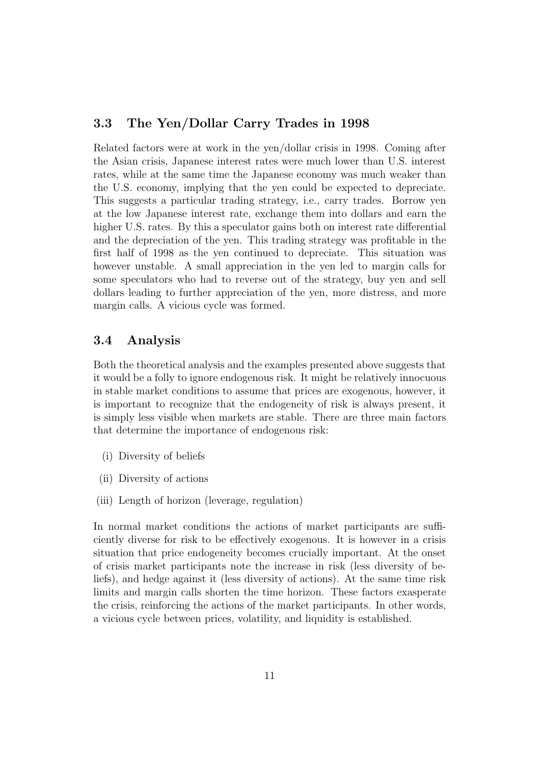### 3.3 The Yen/Dollar Carry Trades in 1998

Related factors were at work in the yen/dollar crisis in 1998. Coming after the Asian crisis, Japanese interest rates were much lower than U.S. interest rates, while at the same time the Japanese economy was much weaker than the U.S. economy, implying that the yen could be expected to depreciate. This suggests a particular trading strategy, i.e., carry trades. Borrow yen at the low Japanese interest rate, exchange them into dollars and earn the higher U.S. rates. By this a speculator gains both on interest rate differential and the depreciation of the yen. This trading strategy was profitable in the first half of 1998 as the yen continued to depreciate. This situation was however unstable. A small appreciation in the yen led to margin calls for some speculators who had to reverse out of the strategy, buy yen and sell dollars leading to further appreciation of the yen, more distress, and more margin calls. A vicious cycle was formed.

### 3.4 Analysis

Both the theoretical analysis and the examples presented above suggests that it would be a folly to ignore endogenous risk. It might be relatively innocuous in stable market conditions to assume that prices are exogenous, however, it is important to recognize that the endogeneity of risk is always present, it is simply less visible when markets are stable. There are three main factors that determine the importance of endogenous risk:

(i) Diversity of beliefs

(ii) Diversity of actions

(iii) Length of horizon (leverage, regulation)

In normal market conditions the actions of market participants are sufficiently diverse for risk to be effectively exogenous. It is however in a crisis situation that price endogeneity becomes crucially important. At the onset of crisis market participants note the increase in risk (less diversity of beliefs), and hedge against it (less diversity of actions). At the same time risk limits and margin calls shorten the time horizon. These factors exasperate the crisis, reinforcing the actions of the market participants. In other words, a vicious cycle between prices, volatility, and liquidity is established.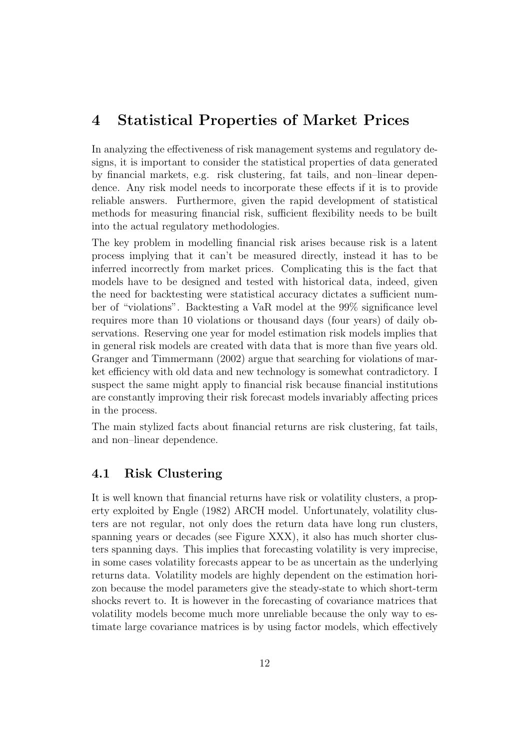# 4 Statistical Properties of Market Prices

In analyzing the effectiveness of risk management systems and regulatory designs, it is important to consider the statistical properties of data generated by financial markets, e.g. risk clustering, fat tails, and non–linear dependence. Any risk model needs to incorporate these effects if it is to provide reliable answers. Furthermore, given the rapid development of statistical methods for measuring financial risk, sufficient flexibility needs to be built into the actual regulatory methodologies.

The key problem in modelling financial risk arises because risk is a latent process implying that it can't be measured directly, instead it has to be inferred incorrectly from market prices. Complicating this is the fact that models have to be designed and tested with historical data, indeed, given the need for backtesting were statistical accuracy dictates a sufficient number of "violations". Backtesting a VaR model at the 99% significance level requires more than 10 violations or thousand days (four years) of daily observations. Reserving one year for model estimation risk models implies that in general risk models are created with data that is more than five years old. Granger and Timmermann (2002) argue that searching for violations of market efficiency with old data and new technology is somewhat contradictory. I suspect the same might apply to financial risk because financial institutions are constantly improving their risk forecast models invariably affecting prices in the process.

The main stylized facts about financial returns are risk clustering, fat tails, and non–linear dependence.

## 4.1 Risk Clustering

It is well known that financial returns have risk or volatility clusters, a property exploited by Engle (1982) ARCH model. Unfortunately, volatility clusters are not regular, not only does the return data have long run clusters, spanning years or decades (see Figure XXX), it also has much shorter clusters spanning days. This implies that forecasting volatility is very imprecise, in some cases volatility forecasts appear to be as uncertain as the underlying returns data. Volatility models are highly dependent on the estimation horizon because the model parameters give the steady-state to which short-term shocks revert to. It is however in the forecasting of covariance matrices that volatility models become much more unreliable because the only way to estimate large covariance matrices is by using factor models, which effectively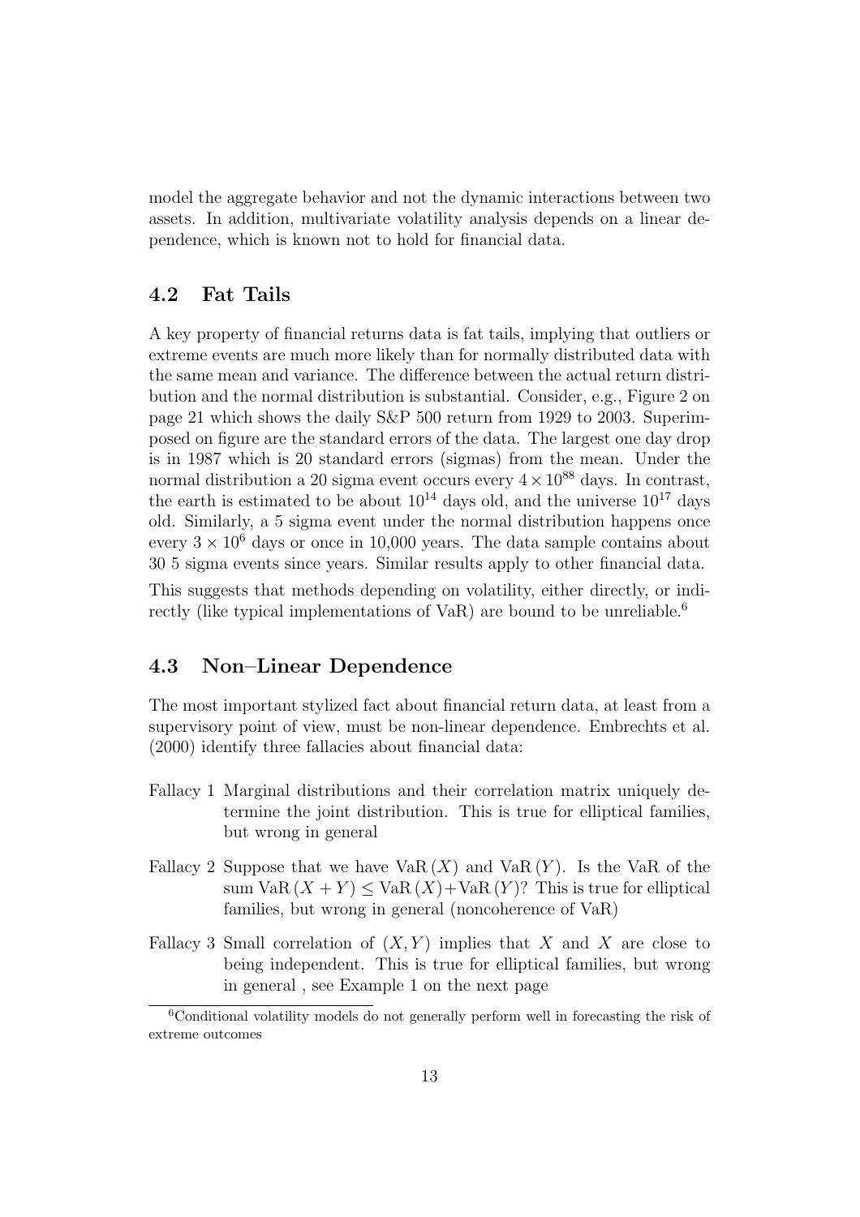model the aggregate behavior and not the dynamic interactions between two assets. In addition, multivariate volatility analysis depends on a linear dependence, which is known not to hold for financial data.

## 4.2 Fat Tails

A key property of financial returns data is fat tails, implying that outliers or extreme events are much more likely than for normally distributed data with the same mean and variance. The difference between the actual return distribution and the normal distribution is substantial. Consider, e.g., Figure 2 on page 21 which shows the daily S&P 500 return from 1929 to 2003. Superimposed on figure are the standard errors of the data. The largest one day drop is in 1987 which is 20 standard errors (sigmas) from the mean. Under the normal distribution a 20 sigma event occurs every $4 \times 10^{88}$ days. In contrast, the earth is estimated to be about $10^{14}$ days old, and the universe $10^{17}$ days old. Similarly, a 5 sigma event under the normal distribution happens once every $3 \times 10^{6}$ days or once in 10,000 years. The data sample contains about 30 5 sigma events since years. Similar results apply to other financial data.

This suggests that methods depending on volatility, either directly, or indirectly (like typical implementations of VaR) are bound to be unreliable.[6]

## 4.3 Non–Linear Dependence

The most important stylized fact about financial return data, at least from a supervisory point of view, must be non-linear dependence. Embrechts et al. (2000) identify three fallacies about financial data:

- Fallacy 1 Marginal distributions and their correlation matrix uniquely determine the joint distribution. This is true for elliptical families, but wrong in general
- Fallacy 2 Suppose that we have $\text{VaR}(X)$ and $\text{VaR}(Y)$. Is the VaR of the sum $\text{VaR}(X+Y) \leq \text{VaR}(X) + \text{VaR}(Y)$? This is true for elliptical families, but wrong in general (noncoherence of VaR)
- Fallacy 3 Small correlation of $(X, Y)$ implies that $X$ and $X$ are close to being independent. This is true for elliptical families, but wrong in general , see Example 1 on the next page

[6] Conditional volatility models do not generally perform well in forecasting the risk of extreme outcomes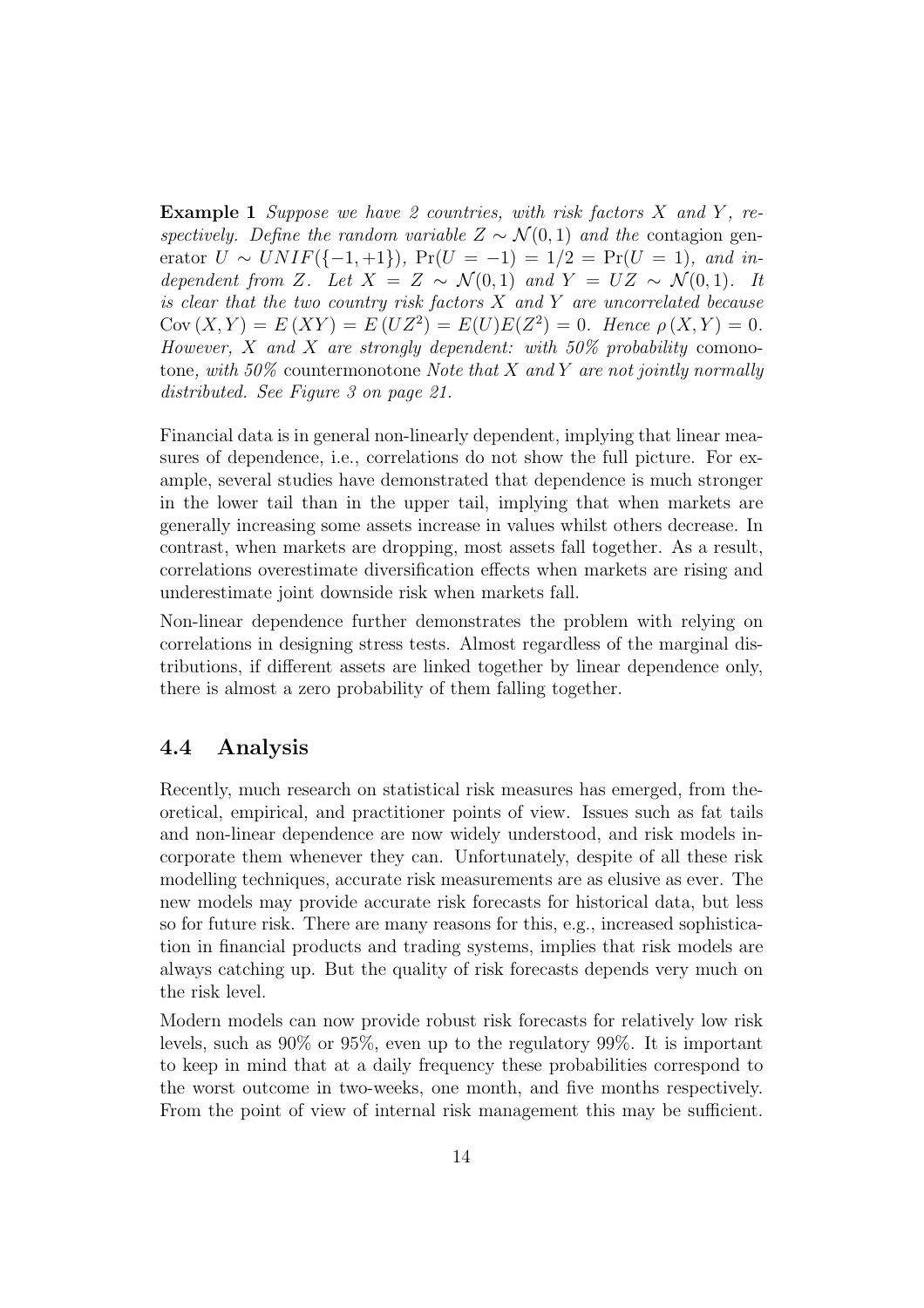**Example 1** *Suppose we have 2 countries, with risk factors $X$ and $Y$, respectively. Define the random variable $Z \sim \mathcal{N}(0,1)$ and the* contagion generator $U \sim UNIF(\{-1,+1\})$, $\Pr(U=-1) = 1/2 = \Pr(U=1)$, *and independent from $Z$. Let $X = Z \sim \mathcal{N}(0,1)$ and $Y = UZ \sim \mathcal{N}(0,1)$. It is clear that the two country risk factors $X$ and $Y$ are uncorrelated because $\text{Cov}(X,Y) = E(XY) = E(UZ^2) = E(U)E(Z^2) = 0$. Hence $\rho(X,Y) = 0$. However, $X$ and $X$ are strongly dependent: with 50% probability* comonotone*, with 50%* countermonotone *Note that $X$ and $Y$ are not jointly normally distributed. See Figure 3 on page 21.*

Financial data is in general non-linearly dependent, implying that linear measures of dependence, i.e., correlations do not show the full picture. For example, several studies have demonstrated that dependence is much stronger in the lower tail than in the upper tail, implying that when markets are generally increasing some assets increase in values whilst others decrease. In contrast, when markets are dropping, most assets fall together. As a result, correlations overestimate diversification effects when markets are rising and underestimate joint downside risk when markets fall.

Non-linear dependence further demonstrates the problem with relying on correlations in designing stress tests. Almost regardless of the marginal distributions, if different assets are linked together by linear dependence only, there is almost a zero probability of them falling together.

## 4.4 Analysis

Recently, much research on statistical risk measures has emerged, from theoretical, empirical, and practitioner points of view. Issues such as fat tails and non-linear dependence are now widely understood, and risk models incorporate them whenever they can. Unfortunately, despite of all these risk modelling techniques, accurate risk measurements are as elusive as ever. The new models may provide accurate risk forecasts for historical data, but less so for future risk. There are many reasons for this, e.g., increased sophistication in financial products and trading systems, implies that risk models are always catching up. But the quality of risk forecasts depends very much on the risk level.

Modern models can now provide robust risk forecasts for relatively low risk levels, such as 90% or 95%, even up to the regulatory 99%. It is important to keep in mind that at a daily frequency these probabilities correspond to the worst outcome in two-weeks, one month, and five months respectively. From the point of view of internal risk management this may be sufficient.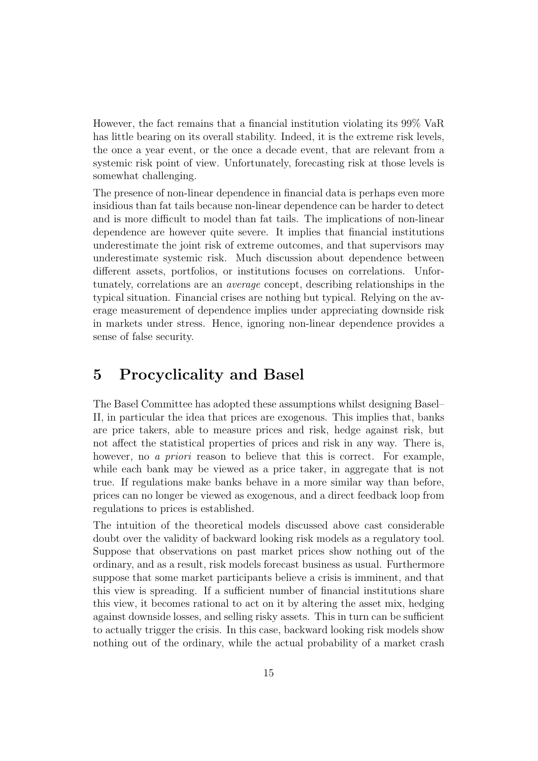However, the fact remains that a financial institution violating its 99% VaR has little bearing on its overall stability. Indeed, it is the extreme risk levels, the once a year event, or the once a decade event, that are relevant from a systemic risk point of view. Unfortunately, forecasting risk at those levels is somewhat challenging.

The presence of non-linear dependence in financial data is perhaps even more insidious than fat tails because non-linear dependence can be harder to detect and is more difficult to model than fat tails. The implications of non-linear dependence are however quite severe. It implies that financial institutions underestimate the joint risk of extreme outcomes, and that supervisors may underestimate systemic risk. Much discussion about dependence between different assets, portfolios, or institutions focuses on correlations. Unfortunately, correlations are an *average* concept, describing relationships in the typical situation. Financial crises are nothing but typical. Relying on the average measurement of dependence implies under appreciating downside risk in markets under stress. Hence, ignoring non-linear dependence provides a sense of false security.

# 5 Procyclicality and Basel

The Basel Committee has adopted these assumptions whilst designing Basel–II, in particular the idea that prices are exogenous. This implies that, banks are price takers, able to measure prices and risk, hedge against risk, but not affect the statistical properties of prices and risk in any way. There is, however, no *a priori* reason to believe that this is correct. For example, while each bank may be viewed as a price taker, in aggregate that is not true. If regulations make banks behave in a more similar way than before, prices can no longer be viewed as exogenous, and a direct feedback loop from regulations to prices is established.

The intuition of the theoretical models discussed above cast considerable doubt over the validity of backward looking risk models as a regulatory tool. Suppose that observations on past market prices show nothing out of the ordinary, and as a result, risk models forecast business as usual. Furthermore suppose that some market participants believe a crisis is imminent, and that this view is spreading. If a sufficient number of financial institutions share this view, it becomes rational to act on it by altering the asset mix, hedging against downside losses, and selling risky assets. This in turn can be sufficient to actually trigger the crisis. In this case, backward looking risk models show nothing out of the ordinary, while the actual probability of a market crash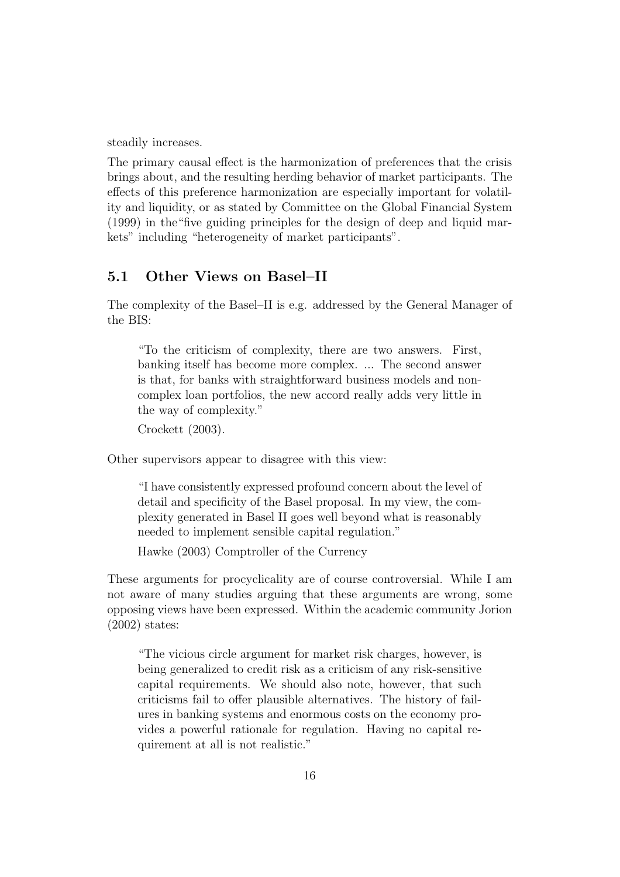steadily increases.

The primary causal effect is the harmonization of preferences that the crisis brings about, and the resulting herding behavior of market participants. The effects of this preference harmonization are especially important for volatility and liquidity, or as stated by Committee on the Global Financial System (1999) in the"five guiding principles for the design of deep and liquid markets" including "heterogeneity of market participants".

## 5.1 Other Views on Basel–II

The complexity of the Basel–II is e.g. addressed by the General Manager of the BIS:

> "To the criticism of complexity, there are two answers. First, banking itself has become more complex. ... The second answer is that, for banks with straightforward business models and non-complex loan portfolios, the new accord really adds very little in the way of complexity."
>
> Crockett (2003).

Other supervisors appear to disagree with this view:

> "I have consistently expressed profound concern about the level of detail and specificity of the Basel proposal. In my view, the complexity generated in Basel II goes well beyond what is reasonably needed to implement sensible capital regulation."
>
> Hawke (2003) Comptroller of the Currency

These arguments for procyclicality are of course controversial. While I am not aware of many studies arguing that these arguments are wrong, some opposing views have been expressed. Within the academic community Jorion (2002) states:

> "The vicious circle argument for market risk charges, however, is being generalized to credit risk as a criticism of any risk-sensitive capital requirements. We should also note, however, that such criticisms fail to offer plausible alternatives. The history of failures in banking systems and enormous costs on the economy provides a powerful rationale for regulation. Having no capital requirement at all is not realistic."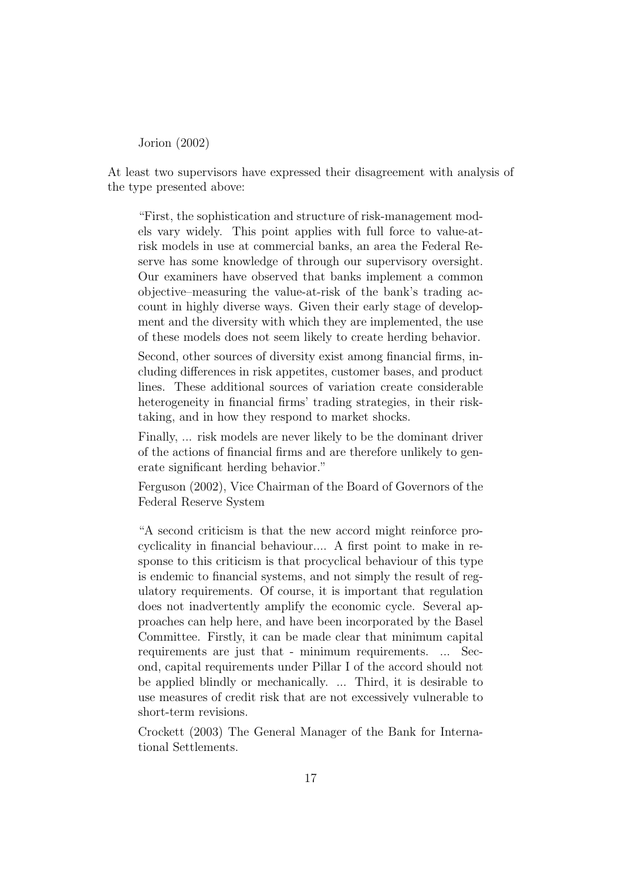Jorion (2002)

At least two supervisors have expressed their disagreement with analysis of the type presented above:

> "First, the sophistication and structure of risk-management models vary widely. This point applies with full force to value-at-risk models in use at commercial banks, an area the Federal Reserve has some knowledge of through our supervisory oversight. Our examiners have observed that banks implement a common objective–measuring the value-at-risk of the bank's trading account in highly diverse ways. Given their early stage of development and the diversity with which they are implemented, the use of these models does not seem likely to create herding behavior.
>
> Second, other sources of diversity exist among financial firms, including differences in risk appetites, customer bases, and product lines. These additional sources of variation create considerable heterogeneity in financial firms' trading strategies, in their risk-taking, and in how they respond to market shocks.
>
> Finally, ... risk models are never likely to be the dominant driver of the actions of financial firms and are therefore unlikely to generate significant herding behavior."
>
> Ferguson (2002), Vice Chairman of the Board of Governors of the Federal Reserve System

> "A second criticism is that the new accord might reinforce procyclicality in financial behaviour.... A first point to make in response to this criticism is that procyclical behaviour of this type is endemic to financial systems, and not simply the result of regulatory requirements. Of course, it is important that regulation does not inadvertently amplify the economic cycle. Several approaches can help here, and have been incorporated by the Basel Committee. Firstly, it can be made clear that minimum capital requirements are just that - minimum requirements. ... Second, capital requirements under Pillar I of the accord should not be applied blindly or mechanically. ... Third, it is desirable to use measures of credit risk that are not excessively vulnerable to short-term revisions.
>
> Crockett (2003) The General Manager of the Bank for International Settlements.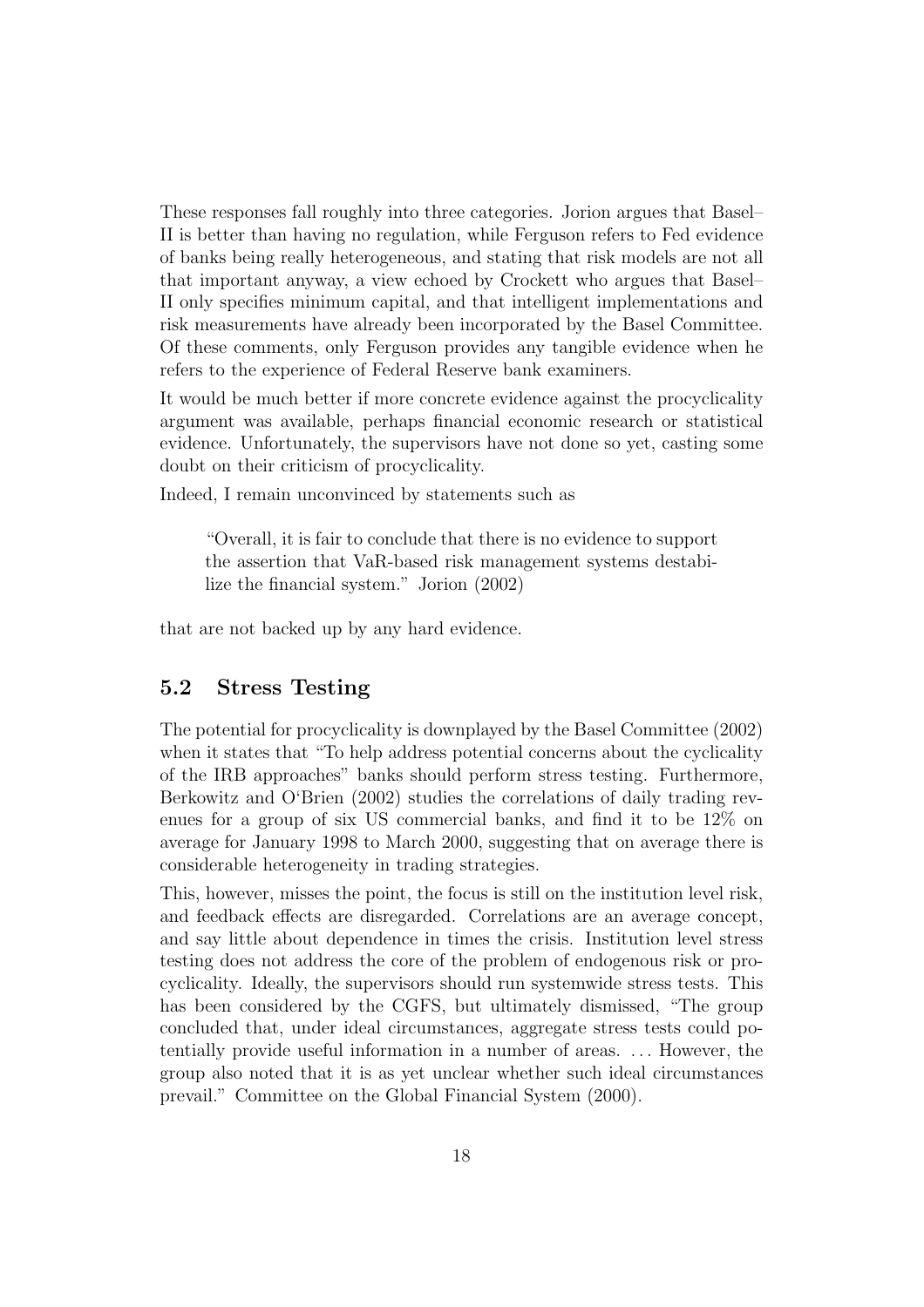These responses fall roughly into three categories. Jorion argues that Basel–II is better than having no regulation, while Ferguson refers to Fed evidence of banks being really heterogeneous, and stating that risk models are not all that important anyway, a view echoed by Crockett who argues that Basel–II only specifies minimum capital, and that intelligent implementations and risk measurements have already been incorporated by the Basel Committee. Of these comments, only Ferguson provides any tangible evidence when he refers to the experience of Federal Reserve bank examiners.

It would be much better if more concrete evidence against the procyclicality argument was available, perhaps financial economic research or statistical evidence. Unfortunately, the supervisors have not done so yet, casting some doubt on their criticism of procyclicality.

Indeed, I remain unconvinced by statements such as

> "Overall, it is fair to conclude that there is no evidence to support the assertion that VaR-based risk management systems destabilize the financial system." Jorion (2002)

that are not backed up by any hard evidence.

## 5.2 Stress Testing

The potential for procyclicality is downplayed by the Basel Committee (2002) when it states that "To help address potential concerns about the cyclicality of the IRB approaches" banks should perform stress testing. Furthermore, Berkowitz and O'Brien (2002) studies the correlations of daily trading revenues for a group of six US commercial banks, and find it to be 12% on average for January 1998 to March 2000, suggesting that on average there is considerable heterogeneity in trading strategies.

This, however, misses the point, the focus is still on the institution level risk, and feedback effects are disregarded. Correlations are an average concept, and say little about dependence in times the crisis. Institution level stress testing does not address the core of the problem of endogenous risk or procyclicality. Ideally, the supervisors should run systemwide stress tests. This has been considered by the CGFS, but ultimately dismissed, "The group concluded that, under ideal circumstances, aggregate stress tests could potentially provide useful information in a number of areas. ... However, the group also noted that it is as yet unclear whether such ideal circumstances prevail." Committee on the Global Financial System (2000).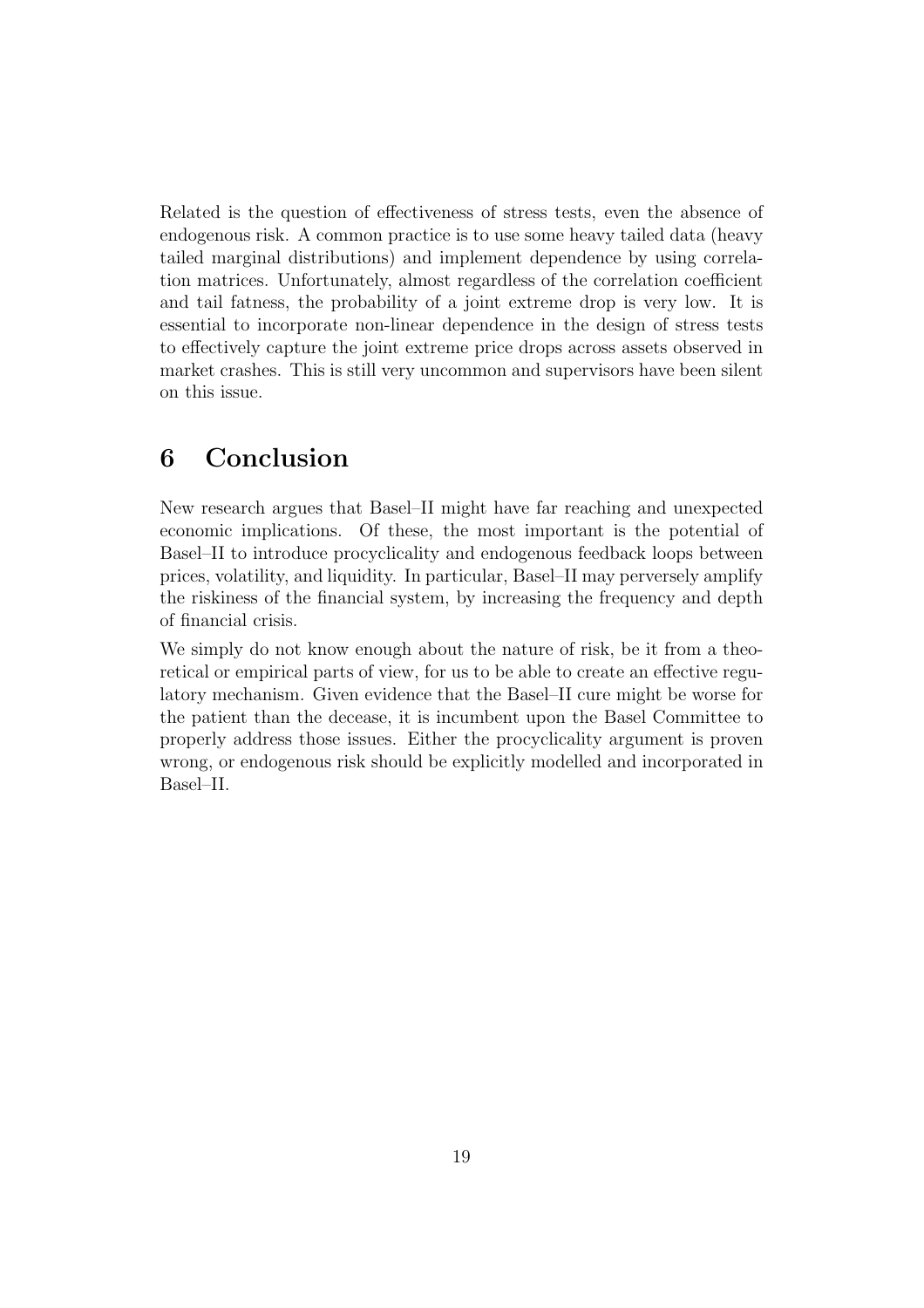Related is the question of effectiveness of stress tests, even the absence of endogenous risk. A common practice is to use some heavy tailed data (heavy tailed marginal distributions) and implement dependence by using correlation matrices. Unfortunately, almost regardless of the correlation coefficient and tail fatness, the probability of a joint extreme drop is very low. It is essential to incorporate non-linear dependence in the design of stress tests to effectively capture the joint extreme price drops across assets observed in market crashes. This is still very uncommon and supervisors have been silent on this issue.

# 6 Conclusion

New research argues that Basel–II might have far reaching and unexpected economic implications. Of these, the most important is the potential of Basel–II to introduce procyclicality and endogenous feedback loops between prices, volatility, and liquidity. In particular, Basel–II may perversely amplify the riskiness of the financial system, by increasing the frequency and depth of financial crisis.

We simply do not know enough about the nature of risk, be it from a theoretical or empirical parts of view, for us to be able to create an effective regulatory mechanism. Given evidence that the Basel–II cure might be worse for the patient than the decease, it is incumbent upon the Basel Committee to properly address those issues. Either the procyclicality argument is proven wrong, or endogenous risk should be explicitly modelled and incorporated in Basel–II.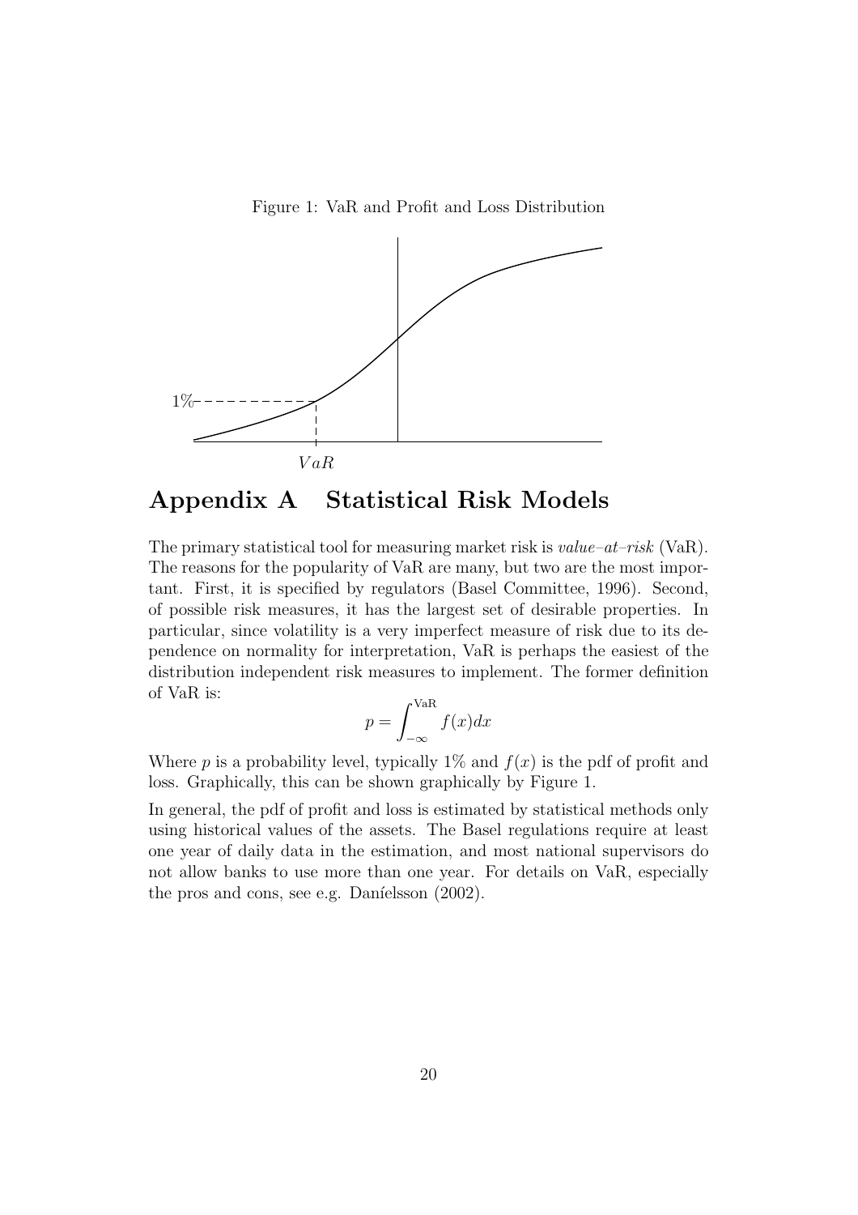Figure 1: VaR and Profit and Loss Distribution

# Appendix A Statistical Risk Models

The primary statistical tool for measuring market risk is *value–at–risk* (VaR). The reasons for the popularity of VaR are many, but two are the most important. First, it is specified by regulators (Basel Committee, 1996). Second, of possible risk measures, it has the largest set of desirable properties. In particular, since volatility is a very imperfect measure of risk due to its dependence on normality for interpretation, VaR is perhaps the easiest of the distribution independent risk measures to implement. The former definition of VaR is:

$$p = \int_{-\infty}^{\mathrm{VaR}} f(x)dx$$

Where $p$ is a probability level, typically 1% and $f(x)$ is the pdf of profit and loss. Graphically, this can be shown graphically by Figure 1.

In general, the pdf of profit and loss is estimated by statistical methods only using historical values of the assets. The Basel regulations require at least one year of daily data in the estimation, and most national supervisors do not allow banks to use more than one year. For details on VaR, especially the pros and cons, see e.g. Daníelsson (2002).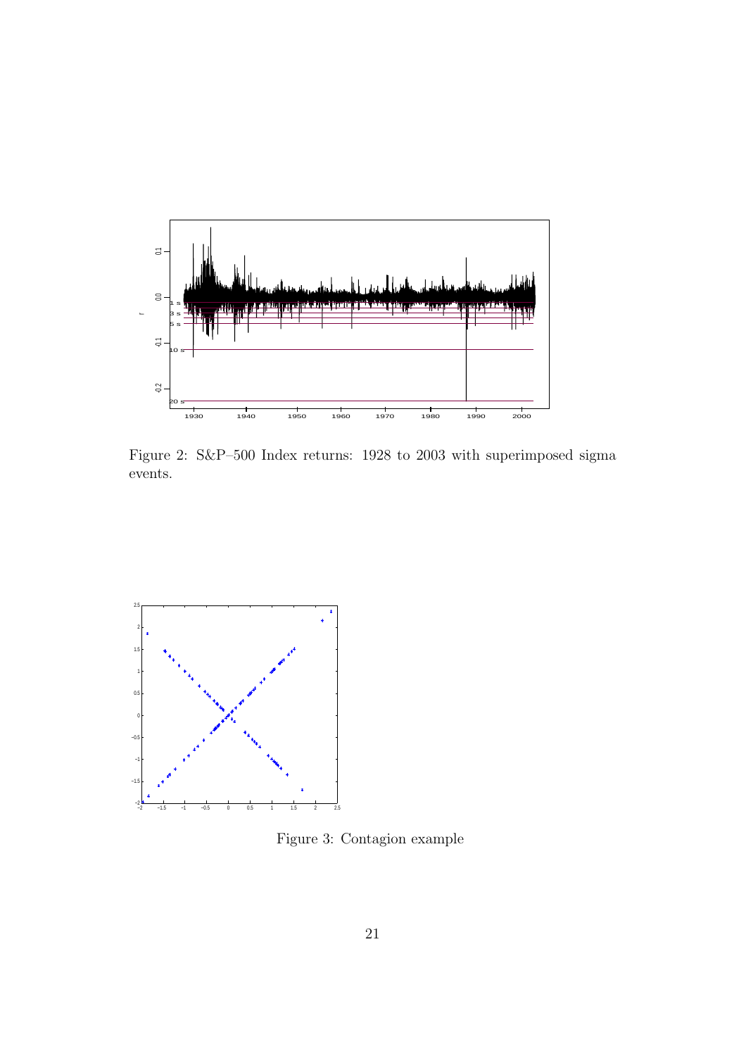Figure 2: S&P–500 Index returns: 1928 to 2003 with superimposed sigma events.

Figure 3: Contagion example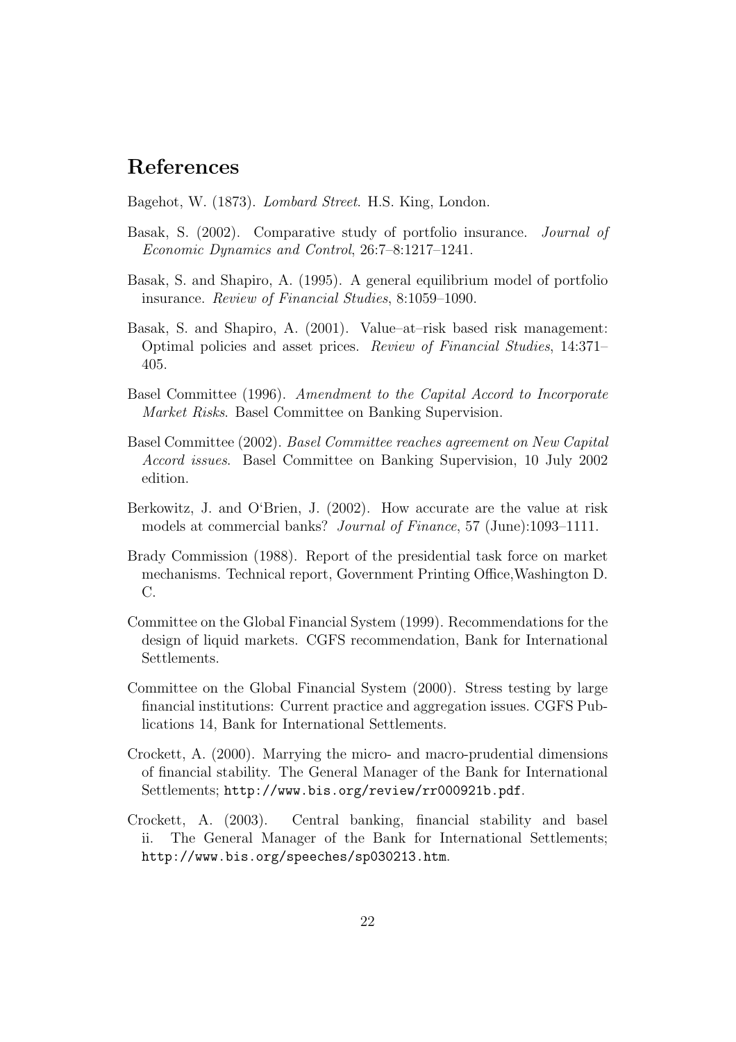## References

Bagehot, W. (1873). *Lombard Street*. H.S. King, London.

Basak, S. (2002). Comparative study of portfolio insurance. *Journal of Economic Dynamics and Control*, 26:7–8:1217–1241.

Basak, S. and Shapiro, A. (1995). A general equilibrium model of portfolio insurance. *Review of Financial Studies*, 8:1059–1090.

Basak, S. and Shapiro, A. (2001). Value–at–risk based risk management: Optimal policies and asset prices. *Review of Financial Studies*, 14:371–405.

Basel Committee (1996). *Amendment to the Capital Accord to Incorporate Market Risks*. Basel Committee on Banking Supervision.

Basel Committee (2002). *Basel Committee reaches agreement on New Capital Accord issues*. Basel Committee on Banking Supervision, 10 July 2002 edition.

Berkowitz, J. and O'Brien, J. (2002). How accurate are the value at risk models at commercial banks? *Journal of Finance*, 57 (June):1093–1111.

Brady Commission (1988). Report of the presidential task force on market mechanisms. Technical report, Government Printing Office,Washington D. C.

Committee on the Global Financial System (1999). Recommendations for the design of liquid markets. CGFS recommendation, Bank for International Settlements.

Committee on the Global Financial System (2000). Stress testing by large financial institutions: Current practice and aggregation issues. CGFS Publications 14, Bank for International Settlements.

Crockett, A. (2000). Marrying the micro- and macro-prudential dimensions of financial stability. The General Manager of the Bank for International Settlements; `http://www.bis.org/review/rr000921b.pdf`.

Crockett, A. (2003). Central banking, financial stability and basel ii. The General Manager of the Bank for International Settlements; `http://www.bis.org/speeches/sp030213.htm`.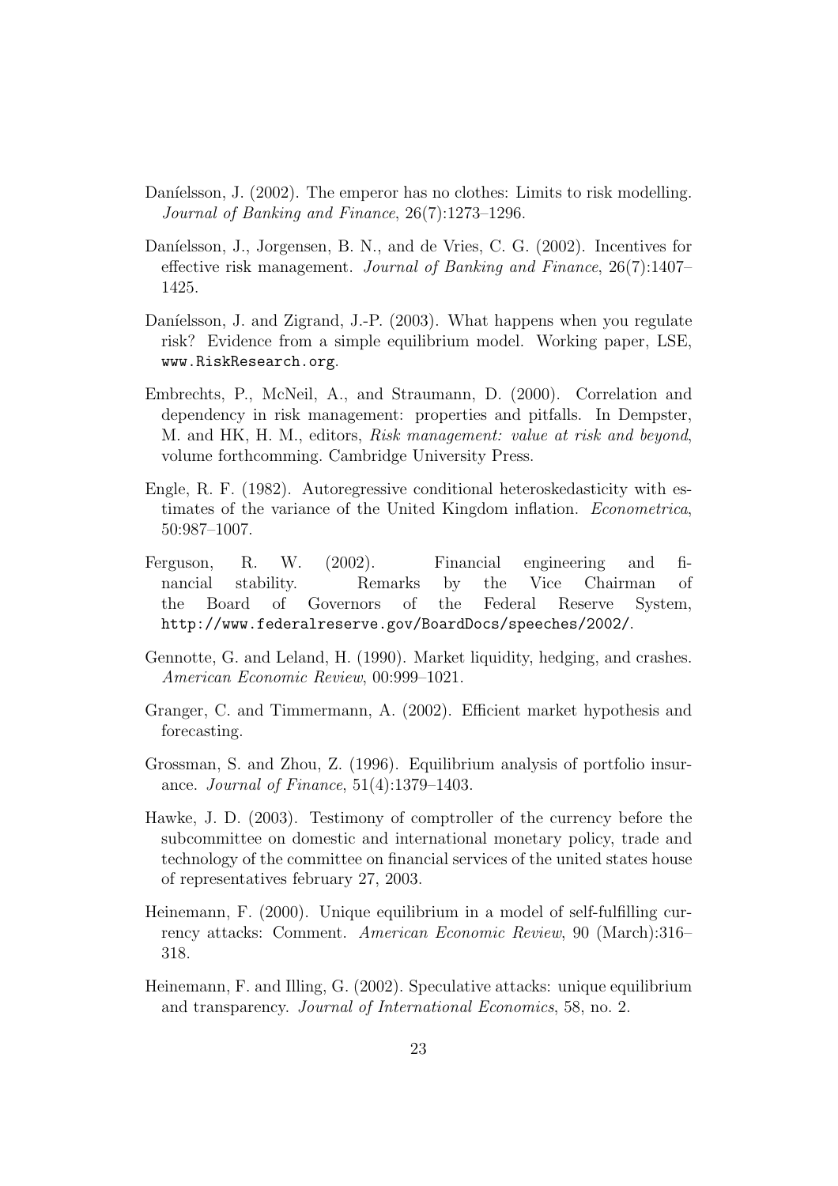Daníelsson, J. (2002). The emperor has no clothes: Limits to risk modelling. *Journal of Banking and Finance*, 26(7):1273–1296.

Daníelsson, J., Jorgensen, B. N., and de Vries, C. G. (2002). Incentives for effective risk management. *Journal of Banking and Finance*, 26(7):1407–1425.

Daníelsson, J. and Zigrand, J.-P. (2003). What happens when you regulate risk? Evidence from a simple equilibrium model. Working paper, LSE, `www.RiskResearch.org`.

Embrechts, P., McNeil, A., and Straumann, D. (2000). Correlation and dependency in risk management: properties and pitfalls. In Dempster, M. and HK, H. M., editors, *Risk management: value at risk and beyond*, volume forthcomming. Cambridge University Press.

Engle, R. F. (1982). Autoregressive conditional heteroskedasticity with estimates of the variance of the United Kingdom inflation. *Econometrica*, 50:987–1007.

Ferguson, R. W. (2002). Financial engineering and financial stability. Remarks by the Vice Chairman of the Board of Governors of the Federal Reserve System, `http://www.federalreserve.gov/BoardDocs/speeches/2002/`.

Gennotte, G. and Leland, H. (1990). Market liquidity, hedging, and crashes. *American Economic Review*, 00:999–1021.

Granger, C. and Timmermann, A. (2002). Efficient market hypothesis and forecasting.

Grossman, S. and Zhou, Z. (1996). Equilibrium analysis of portfolio insurance. *Journal of Finance*, 51(4):1379–1403.

Hawke, J. D. (2003). Testimony of comptroller of the currency before the subcommittee on domestic and international monetary policy, trade and technology of the committee on financial services of the united states house of representatives february 27, 2003.

Heinemann, F. (2000). Unique equilibrium in a model of self-fulfilling currency attacks: Comment. *American Economic Review*, 90 (March):316–318.

Heinemann, F. and Illing, G. (2002). Speculative attacks: unique equilibrium and transparency. *Journal of International Economics*, 58, no. 2.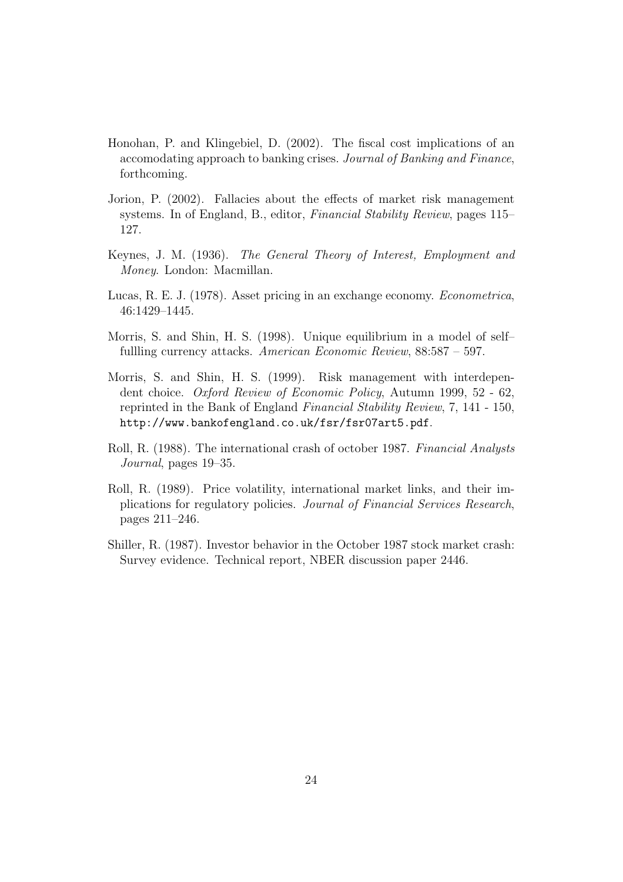Honohan, P. and Klingebiel, D. (2002). The fiscal cost implications of an accomodating approach to banking crises. *Journal of Banking and Finance*, forthcoming.

Jorion, P. (2002). Fallacies about the effects of market risk management systems. In of England, B., editor, *Financial Stability Review*, pages 115–127.

Keynes, J. M. (1936). *The General Theory of Interest, Employment and Money*. London: Macmillan.

Lucas, R. E. J. (1978). Asset pricing in an exchange economy. *Econometrica*, 46:1429–1445.

Morris, S. and Shin, H. S. (1998). Unique equilibrium in a model of self–fullling currency attacks. *American Economic Review*, 88:587 – 597.

Morris, S. and Shin, H. S. (1999). Risk management with interdependent choice. *Oxford Review of Economic Policy*, Autumn 1999, 52 - 62, reprinted in the Bank of England *Financial Stability Review*, 7, 141 - 150, http://www.bankofengland.co.uk/fsr/fsr07art5.pdf.

Roll, R. (1988). The international crash of october 1987. *Financial Analysts Journal*, pages 19–35.

Roll, R. (1989). Price volatility, international market links, and their implications for regulatory policies. *Journal of Financial Services Research*, pages 211–246.

Shiller, R. (1987). Investor behavior in the October 1987 stock market crash: Survey evidence. Technical report, NBER discussion paper 2446.